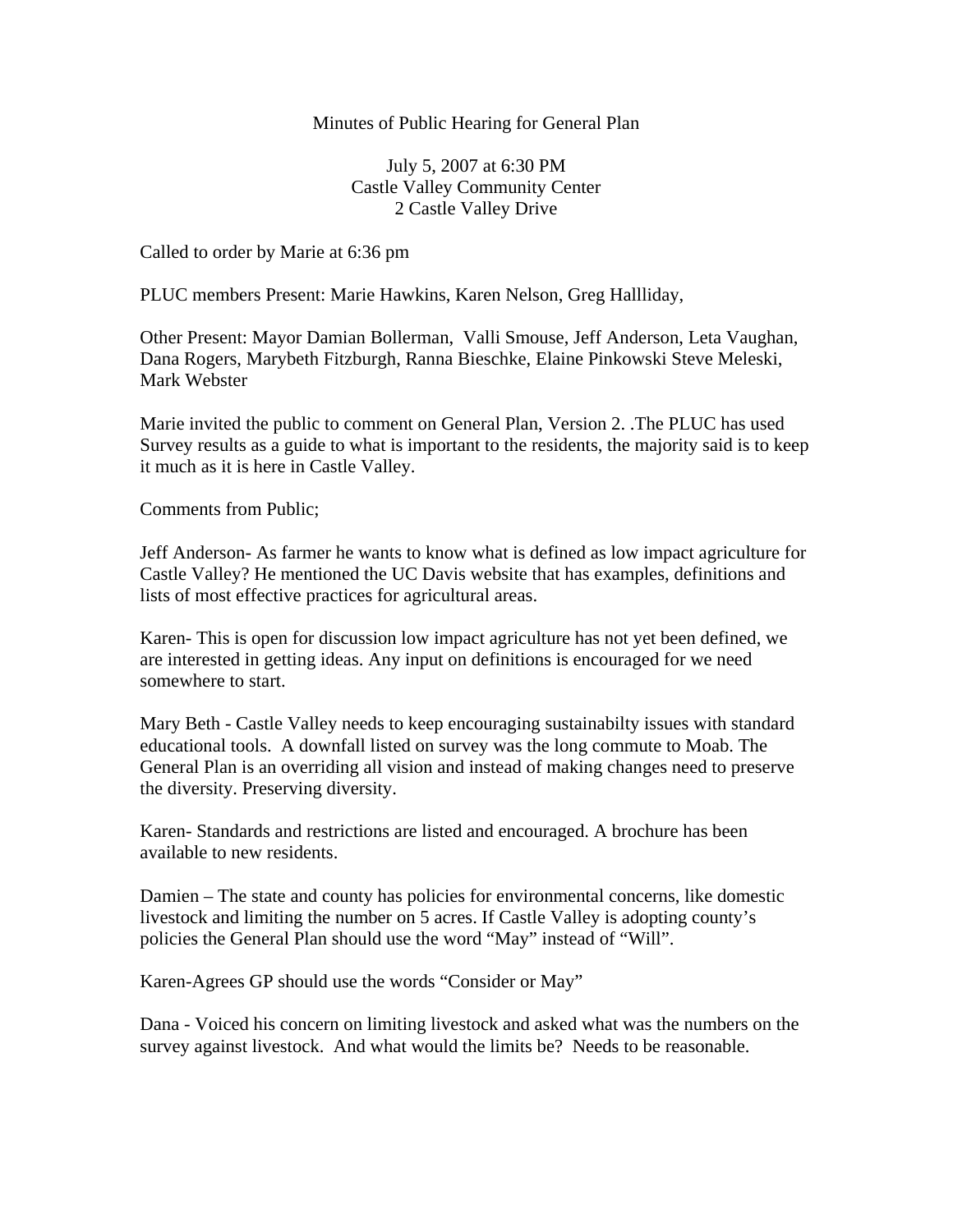Minutes of Public Hearing for General Plan

July 5, 2007 at 6:30 PM
Castle Valley Community Center
2 Castle Valley Drive

Called to order by Marie at 6:36 pm

PLUC members Present: Marie Hawkins, Karen Nelson, Greg Hallliday,

Other Present: Mayor Damian Bollerman, Valli Smouse, Jeff Anderson, Leta Vaughan, Dana Rogers, Marybeth Fitzburgh, Ranna Bieschke, Elaine Pinkowski Steve Meleski, Mark Webster

Marie invited the public to comment on General Plan, Version 2. .The PLUC has used Survey results as a guide to what is important to the residents, the majority said is to keep it much as it is here in Castle Valley.

Comments from Public;

Jeff Anderson- As farmer he wants to know what is defined as low impact agriculture for Castle Valley? He mentioned the UC Davis website that has examples, definitions and lists of most effective practices for agricultural areas.

Karen- This is open for discussion low impact agriculture has not yet been defined, we are interested in getting ideas. Any input on definitions is encouraged for we need somewhere to start.

Mary Beth - Castle Valley needs to keep encouraging sustainabilty issues with standard educational tools. A downfall listed on survey was the long commute to Moab. The General Plan is an overriding all vision and instead of making changes need to preserve the diversity. Preserving diversity.

Karen- Standards and restrictions are listed and encouraged. A brochure has been available to new residents.

Damien – The state and county has policies for environmental concerns, like domestic livestock and limiting the number on 5 acres. If Castle Valley is adopting county's policies the General Plan should use the word "May" instead of "Will".

Karen-Agrees GP should use the words "Consider or May"

Dana - Voiced his concern on limiting livestock and asked what was the numbers on the survey against livestock. And what would the limits be? Needs to be reasonable.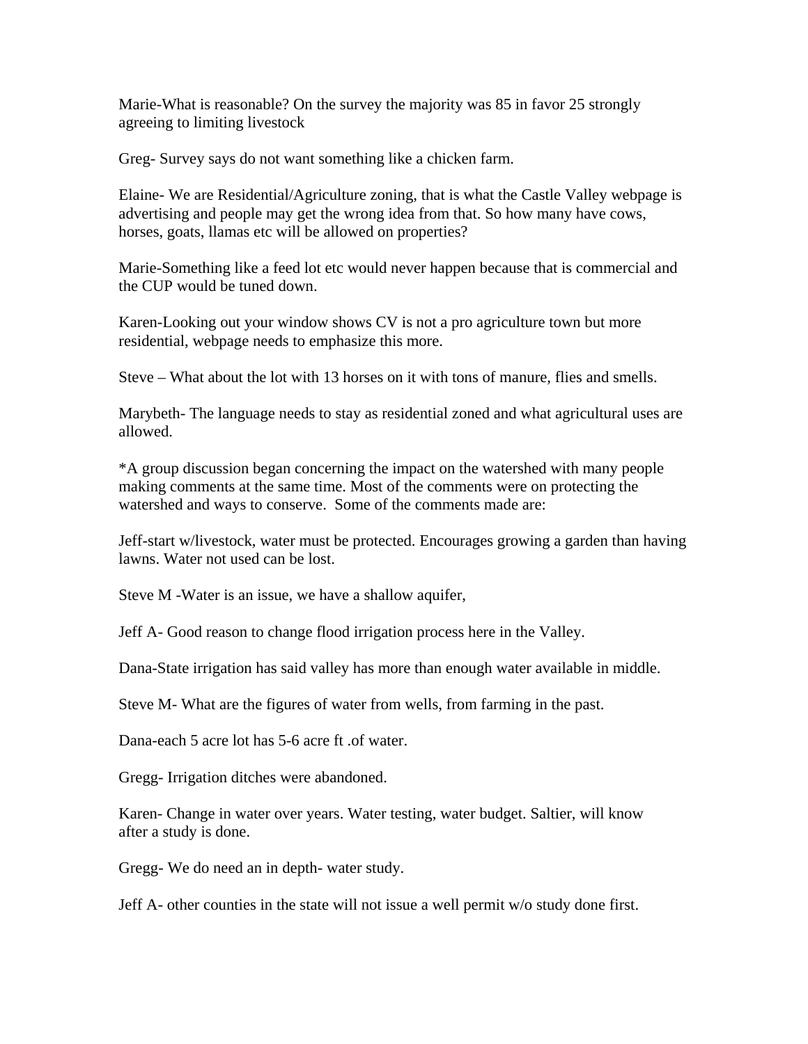Marie-What is reasonable? On the survey the majority was 85 in favor 25 strongly agreeing to limiting livestock

Greg- Survey says do not want something like a chicken farm.

Elaine- We are Residential/Agriculture zoning, that is what the Castle Valley webpage is advertising and people may get the wrong idea from that. So how many have cows, horses, goats, llamas etc will be allowed on properties?

Marie-Something like a feed lot etc would never happen because that is commercial and the CUP would be tuned down.

Karen-Looking out your window shows CV is not a pro agriculture town but more residential, webpage needs to emphasize this more.

Steve – What about the lot with 13 horses on it with tons of manure, flies and smells.

Marybeth- The language needs to stay as residential zoned and what agricultural uses are allowed.

*A group discussion began concerning the impact on the watershed with many people making comments at the same time. Most of the comments were on protecting the watershed and ways to conserve. Some of the comments made are:

Jeff-start w/livestock, water must be protected. Encourages growing a garden than having lawns. Water not used can be lost.

Steve M -Water is an issue, we have a shallow aquifer,

Jeff A- Good reason to change flood irrigation process here in the Valley.

Dana-State irrigation has said valley has more than enough water available in middle.

Steve M- What are the figures of water from wells, from farming in the past.

Dana-each 5 acre lot has 5-6 acre ft .of water.

Gregg- Irrigation ditches were abandoned.

Karen- Change in water over years. Water testing, water budget. Saltier, will know after a study is done.

Gregg- We do need an in depth- water study.

Jeff A- other counties in the state will not issue a well permit w/o study done first.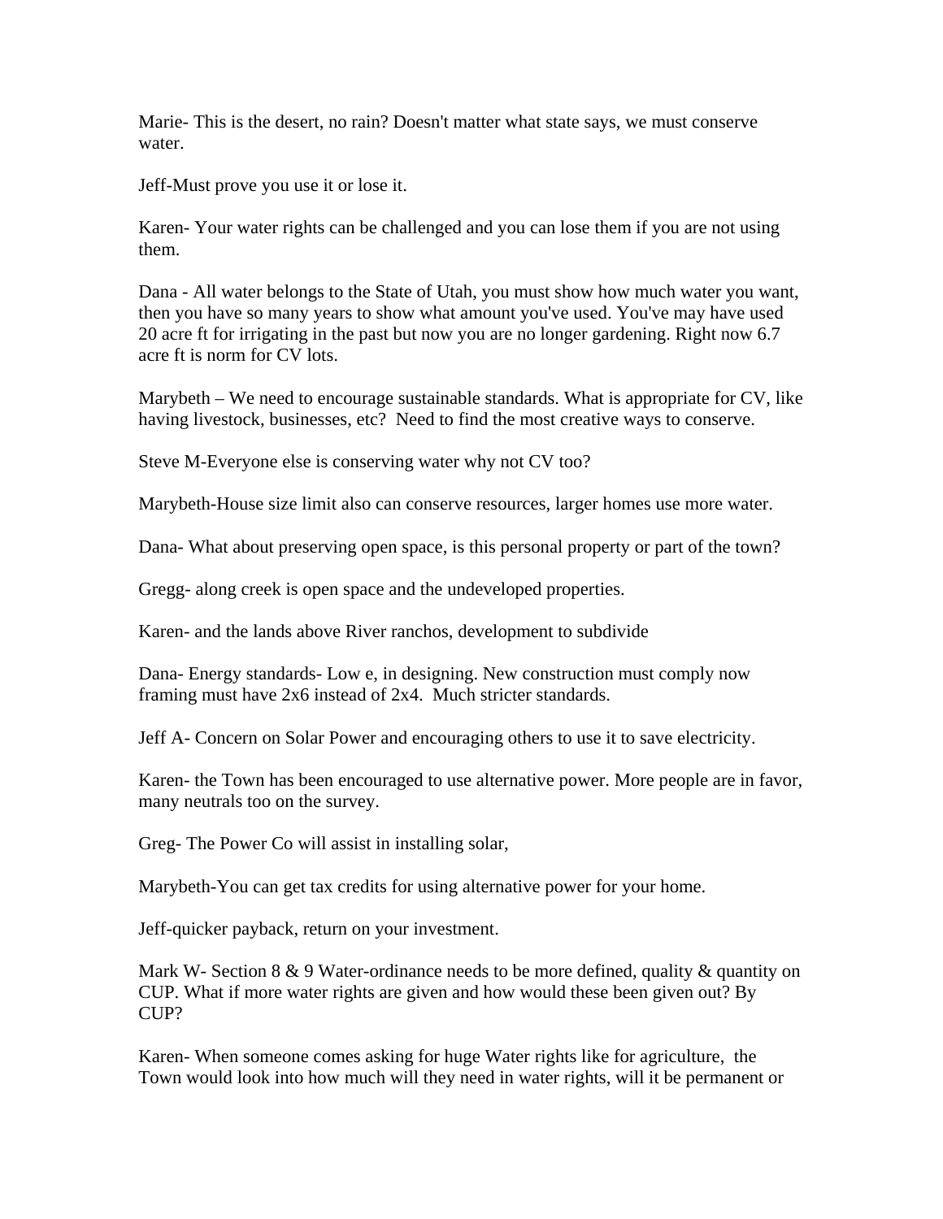Marie- This is the desert, no rain? Doesn't matter what state says, we must conserve water.

Jeff-Must prove you use it or lose it.

Karen- Your water rights can be challenged and you can lose them if you are not using them.

Dana - All water belongs to the State of Utah, you must show how much water you want, then you have so many years to show what amount you've used. You've may have used 20 acre ft for irrigating in the past but now you are no longer gardening. Right now 6.7 acre ft is norm for CV lots.

Marybeth – We need to encourage sustainable standards. What is appropriate for CV, like having livestock, businesses, etc? Need to find the most creative ways to conserve.

Steve M-Everyone else is conserving water why not CV too?

Marybeth-House size limit also can conserve resources, larger homes use more water.

Dana- What about preserving open space, is this personal property or part of the town?

Gregg- along creek is open space and the undeveloped properties.

Karen- and the lands above River ranchos, development to subdivide

Dana- Energy standards- Low e, in designing. New construction must comply now framing must have 2x6 instead of 2x4. Much stricter standards.

Jeff A- Concern on Solar Power and encouraging others to use it to save electricity.

Karen- the Town has been encouraged to use alternative power. More people are in favor, many neutrals too on the survey.

Greg- The Power Co will assist in installing solar,

Marybeth-You can get tax credits for using alternative power for your home.

Jeff-quicker payback, return on your investment.

Mark W- Section 8 & 9 Water-ordinance needs to be more defined, quality & quantity on CUP. What if more water rights are given and how would these been given out? By CUP?

Karen- When someone comes asking for huge Water rights like for agriculture, the Town would look into how much will they need in water rights, will it be permanent or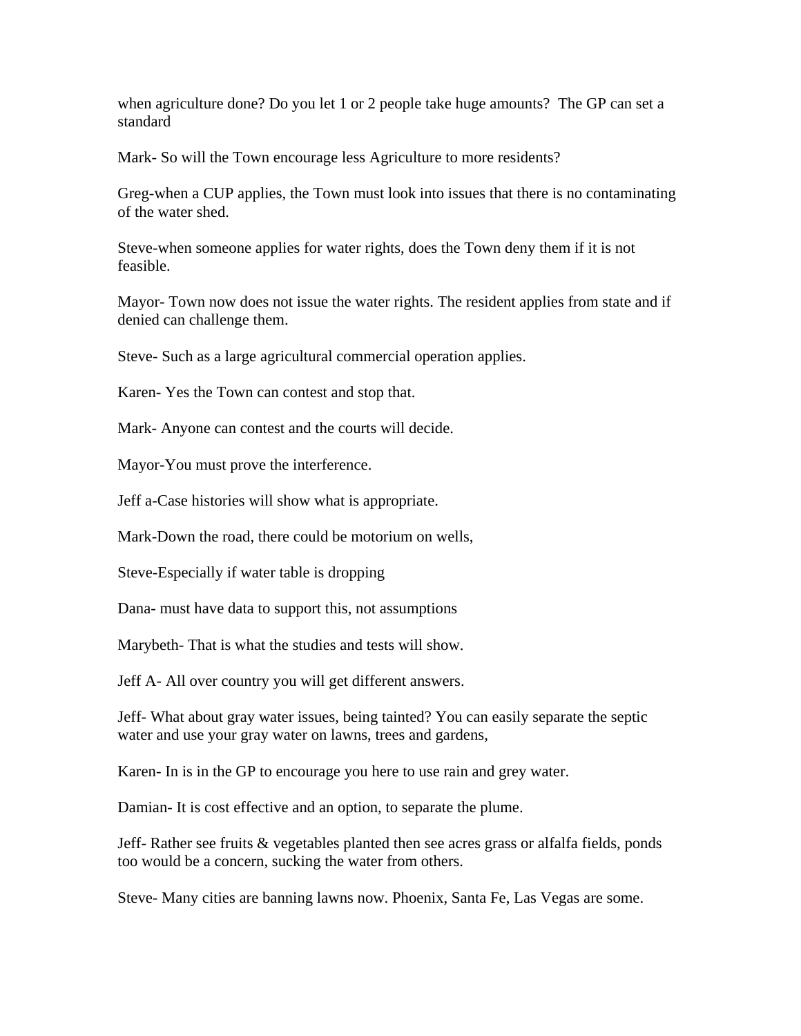when agriculture done? Do you let 1 or 2 people take huge amounts?  The GP can set a standard

Mark- So will the Town encourage less Agriculture to more residents?

Greg-when a CUP applies, the Town must look into issues that there is no contaminating of the water shed.

Steve-when someone applies for water rights, does the Town deny them if it is not feasible.

Mayor- Town now does not issue the water rights. The resident applies from state and if denied can challenge them.

Steve- Such as a large agricultural commercial operation applies.

Karen- Yes the Town can contest and stop that.

Mark- Anyone can contest and the courts will decide.

Mayor-You must prove the interference.

Jeff a-Case histories will show what is appropriate.

Mark-Down the road, there could be motorium on wells,

Steve-Especially if water table is dropping

Dana- must have data to support this, not assumptions

Marybeth- That is what the studies and tests will show.

Jeff A- All over country you will get different answers.

Jeff- What about gray water issues, being tainted? You can easily separate the septic water and use your gray water on lawns, trees and gardens,

Karen- In is in the GP to encourage you here to use rain and grey water.

Damian- It is cost effective and an option, to separate the plume.

Jeff- Rather see fruits & vegetables planted then see acres grass or alfalfa fields, ponds too would be a concern, sucking the water from others.

Steve- Many cities are banning lawns now. Phoenix, Santa Fe, Las Vegas are some.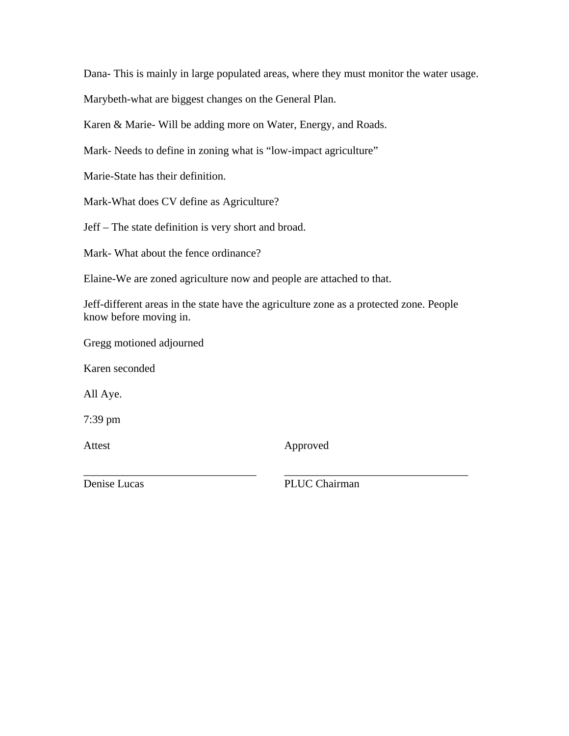Dana- This is mainly in large populated areas, where they must monitor the water usage.

Marybeth-what are biggest changes on the General Plan.

Karen & Marie- Will be adding more on Water, Energy, and Roads.

Mark- Needs to define in zoning what is "low-impact agriculture"

Marie-State has their definition.

Mark-What does CV define as Agriculture?

Jeff – The state definition is very short and broad.

Mark- What about the fence ordinance?

Elaine-We are zoned agriculture now and people are attached to that.

Jeff-different areas in the state have the agriculture zone as a protected zone. People know before moving in.

Gregg motioned adjourned

Karen seconded

All Aye.

7:39 pm

| | |
|---|---|
| Attest | Approved |
| _______________________________ | _________________________________ |
| Denise Lucas | PLUC Chairman |